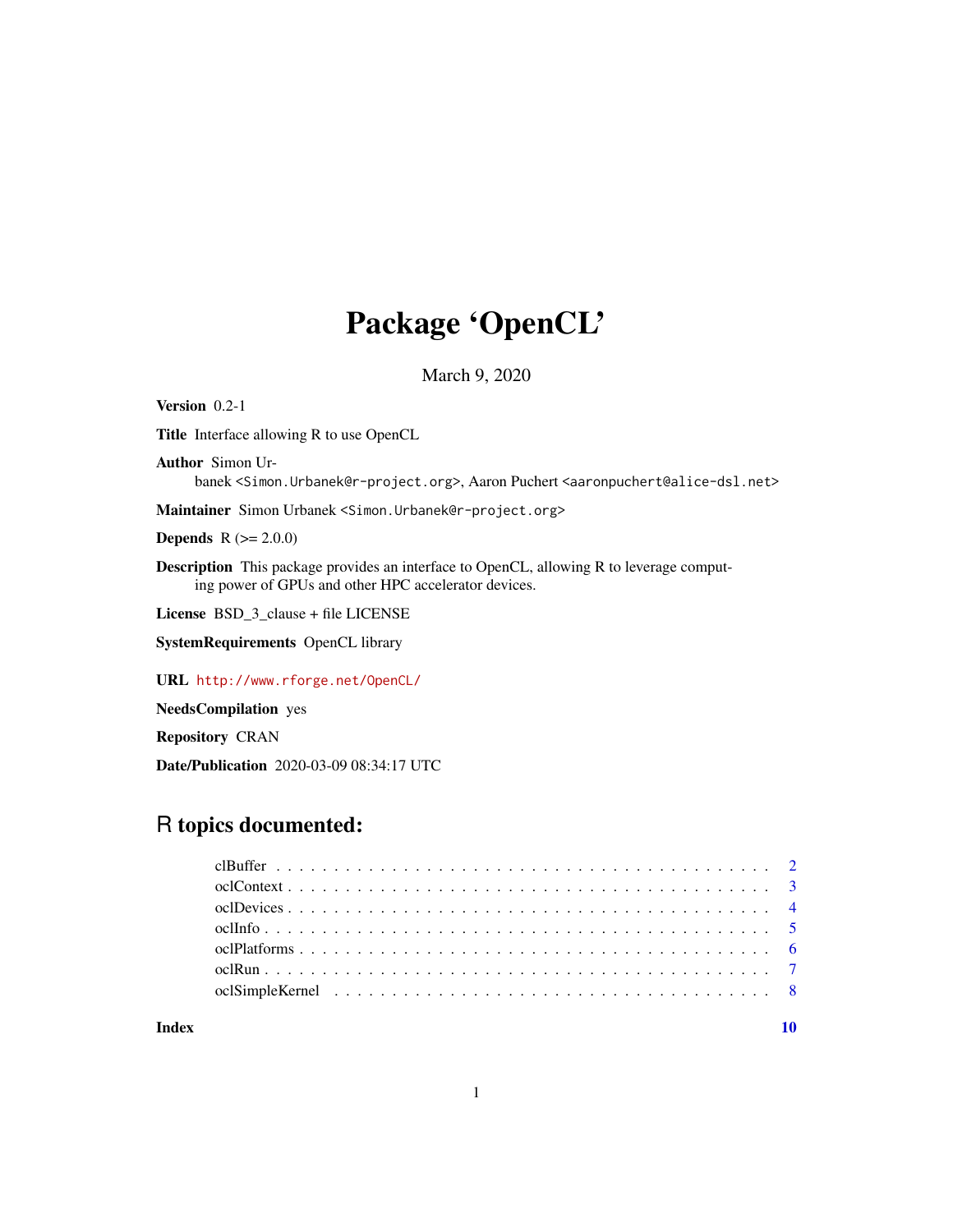# Package 'OpenCL'

March 9, 2020

**Version** 0.2-1

**Title** Interface allowing R to use OpenCL

**Author** Simon Urbanek <Simon.Urbanek@r-project.org>, Aaron Puchert <aaronpuchert@alice-dsl.net>

**Maintainer** Simon Urbanek <Simon.Urbanek@r-project.org>

**Depends** R (>= 2.0.0)

**Description** This package provides an interface to OpenCL, allowing R to leverage computing power of GPUs and other HPC accelerator devices.

**License** BSD_3_clause + file LICENSE

**SystemRequirements** OpenCL library

**URL** http://www.rforge.net/OpenCL/

**NeedsCompilation** yes

**Repository** CRAN

**Date/Publication** 2020-03-09 08:34:17 UTC

## R topics documented:

- clBuffer . . . . . . . . . . . . . . . . . . . . . . . . . . . . . . . . . . . . . . . . . 2
- oclContext . . . . . . . . . . . . . . . . . . . . . . . . . . . . . . . . . . . . . . . . 3
- oclDevices . . . . . . . . . . . . . . . . . . . . . . . . . . . . . . . . . . . . . . . . 4
- oclInfo . . . . . . . . . . . . . . . . . . . . . . . . . . . . . . . . . . . . . . . . . . 5
- oclPlatforms . . . . . . . . . . . . . . . . . . . . . . . . . . . . . . . . . . . . . . . 6
- oclRun . . . . . . . . . . . . . . . . . . . . . . . . . . . . . . . . . . . . . . . . . . 7
- oclSimpleKernel . . . . . . . . . . . . . . . . . . . . . . . . . . . . . . . . . . . . . 8

**Index** 10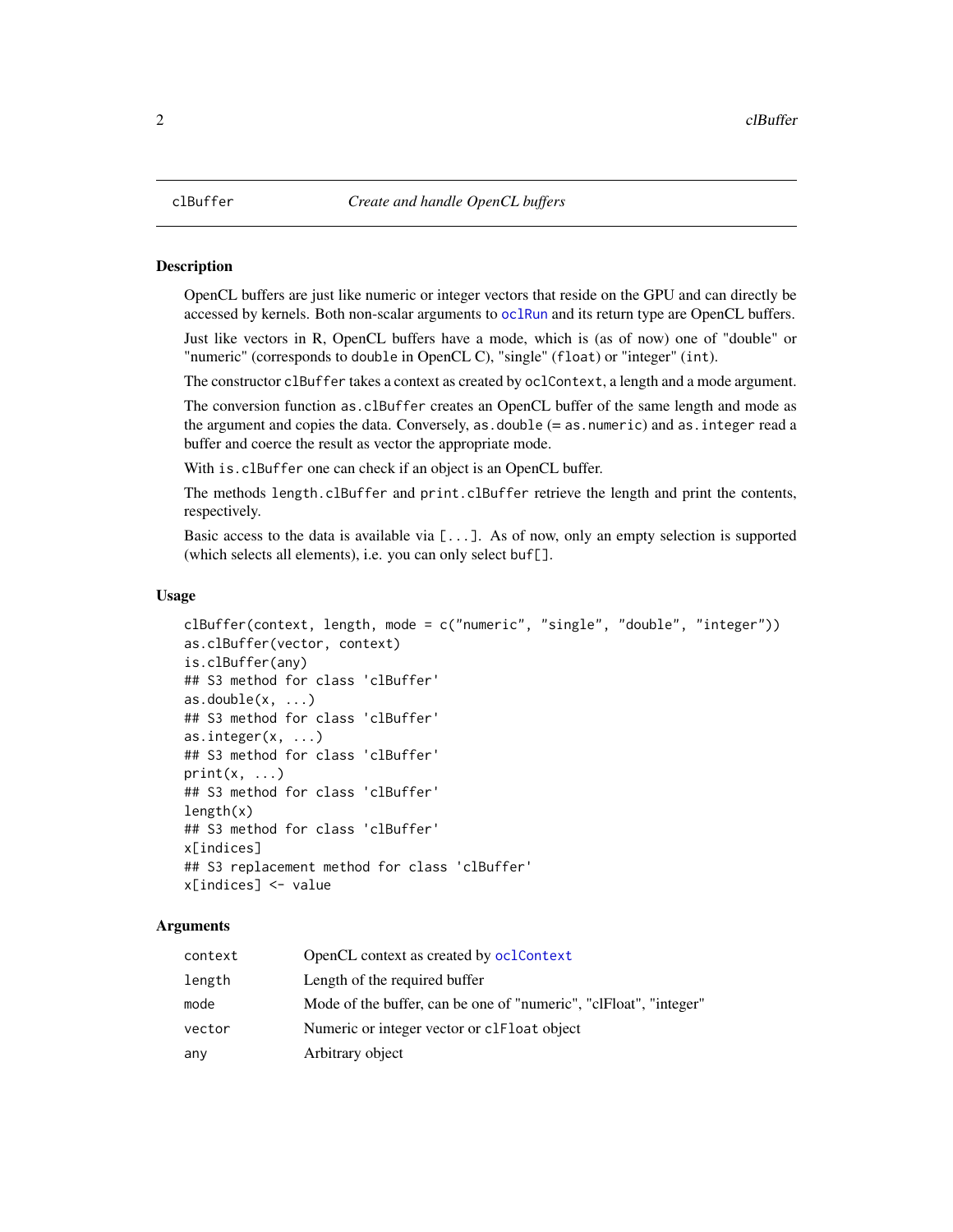## clBuffer *Create and handle OpenCL buffers*

### Description

OpenCL buffers are just like numeric or integer vectors that reside on the GPU and can directly be accessed by kernels. Both non-scalar arguments to `oclRun` and its return type are OpenCL buffers.

Just like vectors in R, OpenCL buffers have a mode, which is (as of now) one of "double" or "numeric" (corresponds to `double` in OpenCL C), "single" (`float`) or "integer" (`int`).

The constructor `clBuffer` takes a context as created by `oclContext`, a length and a mode argument.

The conversion function `as.clBuffer` creates an OpenCL buffer of the same length and mode as the argument and copies the data. Conversely, `as.double` (= `as.numeric`) and `as.integer` read a buffer and coerce the result as vector the appropriate mode.

With `is.clBuffer` one can check if an object is an OpenCL buffer.

The methods `length.clBuffer` and `print.clBuffer` retrieve the length and print the contents, respectively.

Basic access to the data is available via `[...]`. As of now, only an empty selection is supported (which selects all elements), i.e. you can only select `buf[]`.

### Usage

```
clBuffer(context, length, mode = c("numeric", "single", "double", "integer"))
as.clBuffer(vector, context)
is.clBuffer(any)
## S3 method for class 'clBuffer'
as.double(x, ...)
## S3 method for class 'clBuffer'
as.integer(x, ...)
## S3 method for class 'clBuffer'
print(x, ...)
## S3 method for class 'clBuffer'
length(x)
## S3 method for class 'clBuffer'
x[indices]
## S3 replacement method for class 'clBuffer'
x[indices] <- value
```

### Arguments

| | |
|---|---|
| `context` | OpenCL context as created by `oclContext` |
| `length` | Length of the required buffer |
| `mode` | Mode of the buffer, can be one of "numeric", "clFloat", "integer" |
| `vector` | Numeric or integer vector or `clFloat` object |
| `any` | Arbitrary object |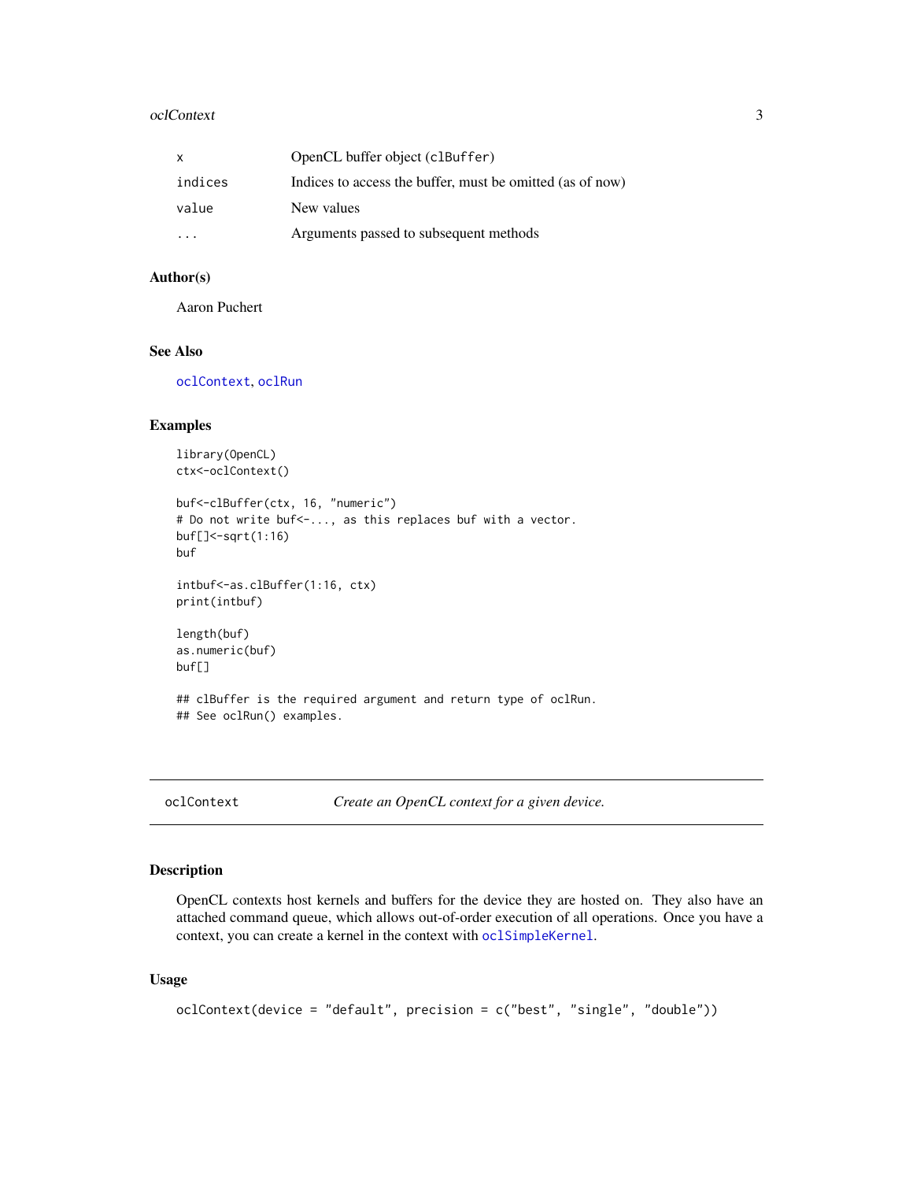| | |
|---|---|
| x | OpenCL buffer object (clBuffer) |
| indices | Indices to access the buffer, must be omitted (as of now) |
| value | New values |
| ... | Arguments passed to subsequent methods |

## Author(s)

Aaron Puchert

## See Also

oclContext, oclRun

## Examples

```
library(OpenCL)
ctx<-oclContext()

buf<-clBuffer(ctx, 16, "numeric")
# Do not write buf<-..., as this replaces buf with a vector.
buf[]<-sqrt(1:16)
buf

intbuf<-as.clBuffer(1:16, ctx)
print(intbuf)

length(buf)
as.numeric(buf)
buf[]

## clBuffer is the required argument and return type of oclRun.
## See oclRun() examples.
```

---

# oclContext — *Create an OpenCL context for a given device.*

## Description

OpenCL contexts host kernels and buffers for the device they are hosted on. They also have an attached command queue, which allows out-of-order execution of all operations. Once you have a context, you can create a kernel in the context with oclSimpleKernel.

## Usage

```
oclContext(device = "default", precision = c("best", "single", "double"))
```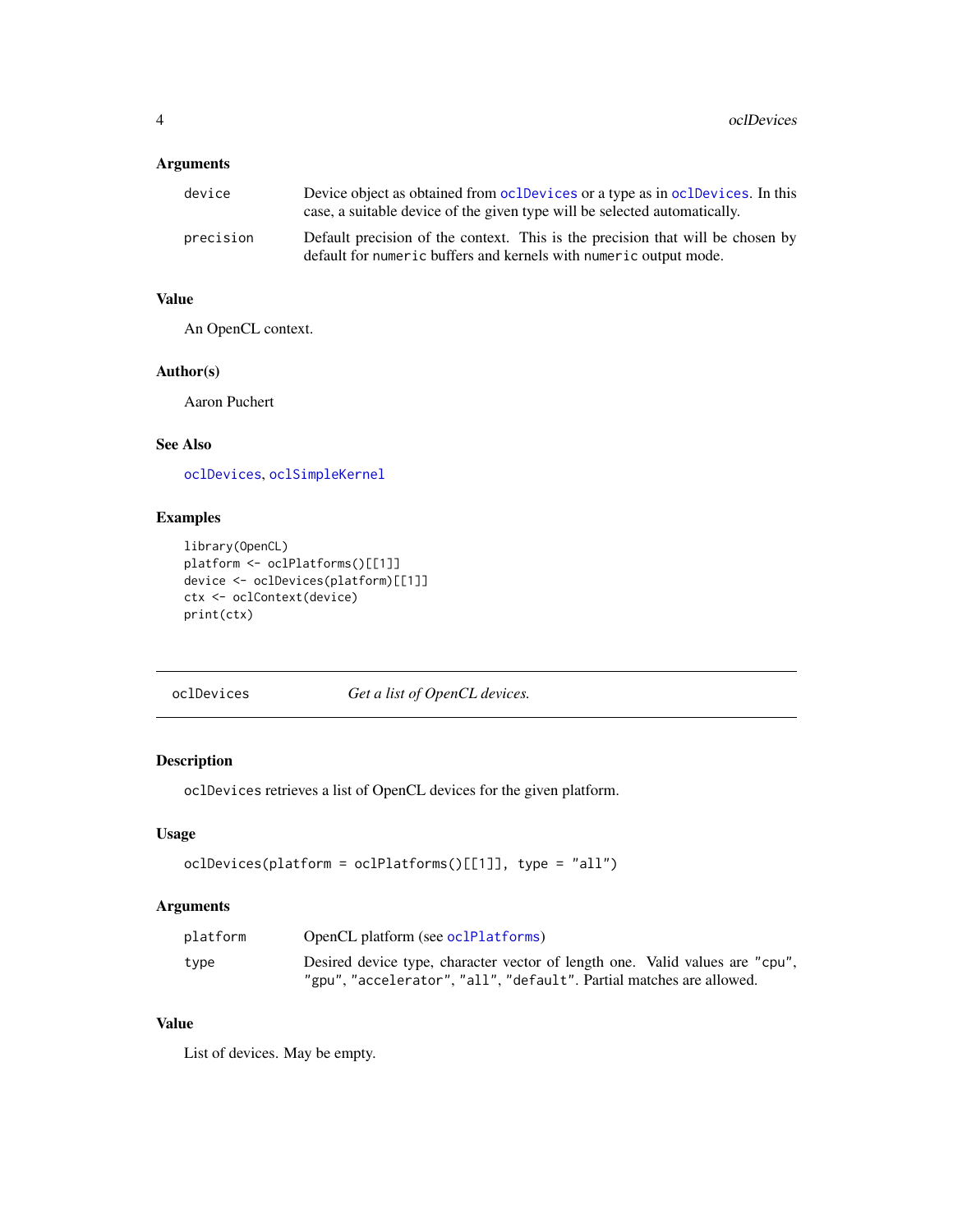### Arguments

| | |
|---|---|
| device | Device object as obtained from oclDevices or a type as in oclDevices. In this case, a suitable device of the given type will be selected automatically. |
| precision | Default precision of the context. This is the precision that will be chosen by default for numeric buffers and kernels with numeric output mode. |

### Value

An OpenCL context.

### Author(s)

Aaron Puchert

### See Also

oclDevices, oclSimpleKernel

### Examples

```
library(OpenCL)
platform <- oclPlatforms()[[1]]
device <- oclDevices(platform)[[1]]
ctx <- oclContext(device)
print(ctx)
```

---

## oclDevices — *Get a list of OpenCL devices.*

---

### Description

oclDevices retrieves a list of OpenCL devices for the given platform.

### Usage

```
oclDevices(platform = oclPlatforms()[[1]], type = "all")
```

### Arguments

| | |
|---|---|
| platform | OpenCL platform (see oclPlatforms) |
| type | Desired device type, character vector of length one. Valid values are "cpu", "gpu", "accelerator", "all", "default". Partial matches are allowed. |

### Value

List of devices. May be empty.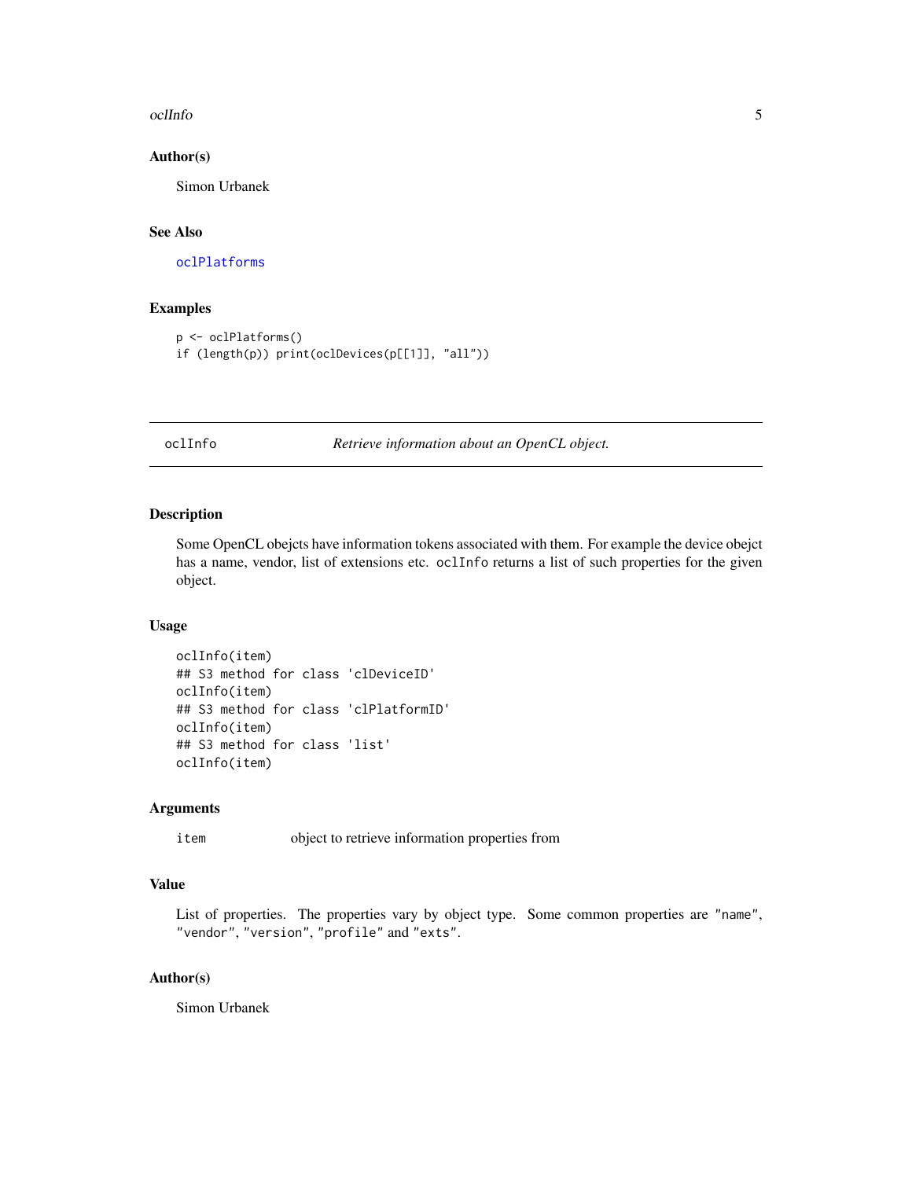### Author(s)

Simon Urbanek

### See Also

oclPlatforms

### Examples

```
p <- oclPlatforms()
if (length(p)) print(oclDevices(p[[1]], "all"))
```

---

## oclInfo — *Retrieve information about an OpenCL object.*

---

### Description

Some OpenCL obejcts have information tokens associated with them. For example the device obejct has a name, vendor, list of extensions etc. `oclInfo` returns a list of such properties for the given object.

### Usage

```
oclInfo(item)
## S3 method for class 'clDeviceID'
oclInfo(item)
## S3 method for class 'clPlatformID'
oclInfo(item)
## S3 method for class 'list'
oclInfo(item)
```

### Arguments

| | |
|---|---|
| item | object to retrieve information properties from |

### Value

List of properties. The properties vary by object type. Some common properties are "name", "vendor", "version", "profile" and "exts".

### Author(s)

Simon Urbanek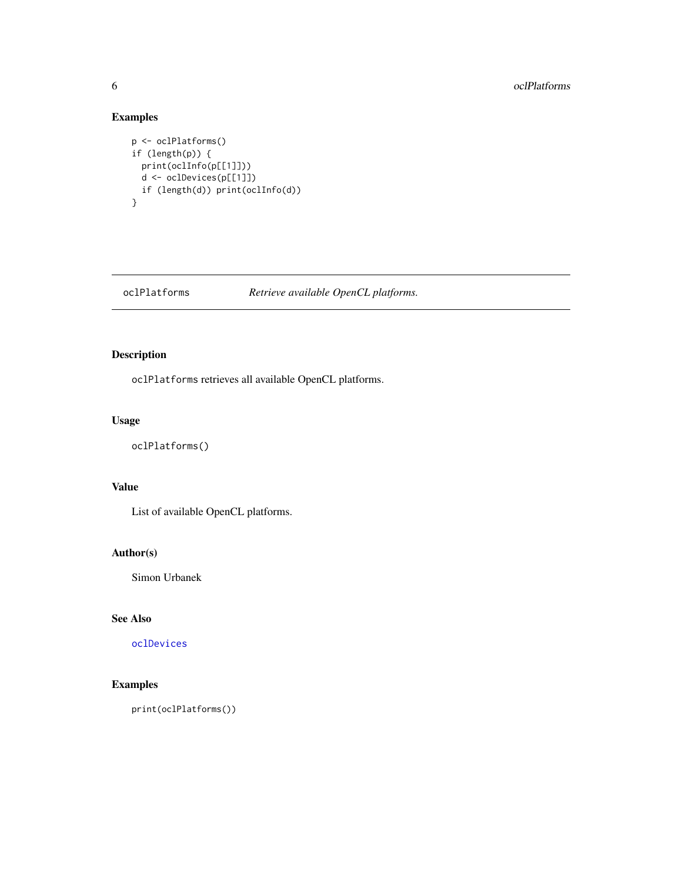### Examples

```
p <- oclPlatforms()
if (length(p)) {
  print(oclInfo(p[[1]]))
  d <- oclDevices(p[[1]])
  if (length(d)) print(oclInfo(d))
}
```

---

## oclPlatforms *Retrieve available OpenCL platforms.*

---

### Description

`oclPlatforms` retrieves all available OpenCL platforms.

### Usage

```
oclPlatforms()
```

### Value

List of available OpenCL platforms.

### Author(s)

Simon Urbanek

### See Also

`oclDevices`

### Examples

```
print(oclPlatforms())
```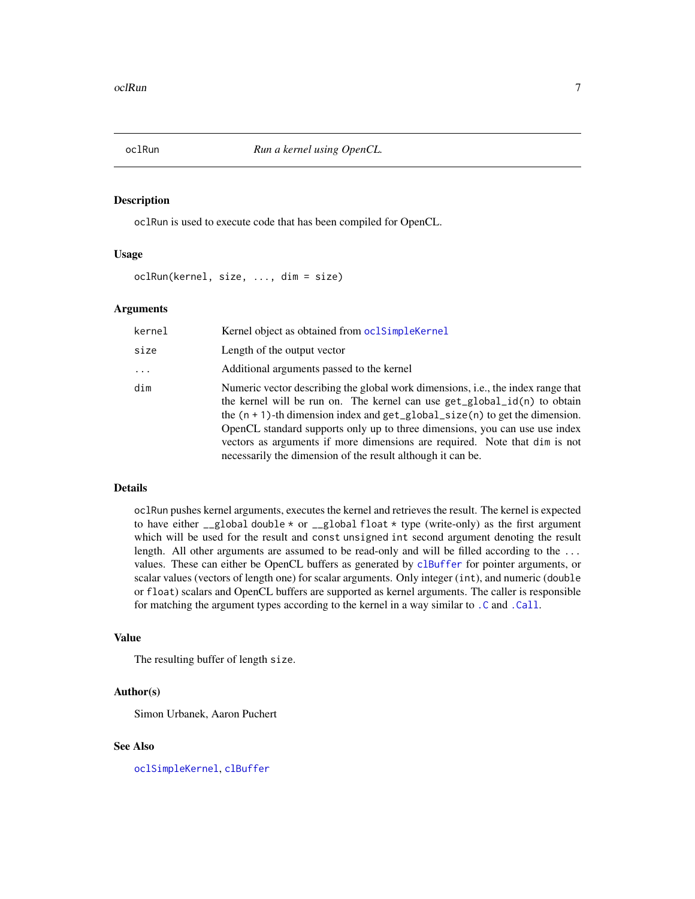## oclRun — *Run a kernel using OpenCL.*

### Description

`oclRun` is used to execute code that has been compiled for OpenCL.

### Usage

```
oclRun(kernel, size, ..., dim = size)
```

### Arguments

| | |
|---|---|
| `kernel` | Kernel object as obtained from `oclSimpleKernel` |
| `size` | Length of the output vector |
| `...` | Additional arguments passed to the kernel |
| `dim` | Numeric vector describing the global work dimensions, i.e., the index range that the kernel will be run on. The kernel can use `get_global_id(n)` to obtain the `(n + 1)`-th dimension index and `get_global_size(n)` to get the dimension. OpenCL standard supports only up to three dimensions, you can use use index vectors as arguments if more dimensions are required. Note that `dim` is not necessarily the dimension of the result although it can be. |

### Details

`oclRun` pushes kernel arguments, executes the kernel and retrieves the result. The kernel is expected to have either `__global double *` or `__global float *` type (write-only) as the first argument which will be used for the result and `const unsigned int` second argument denoting the result length. All other arguments are assumed to be read-only and will be filled according to the `...` values. These can either be OpenCL buffers as generated by `clBuffer` for pointer arguments, or scalar values (vectors of length one) for scalar arguments. Only integer (`int`), and numeric (`double` or `float`) scalars and OpenCL buffers are supported as kernel arguments. The caller is responsible for matching the argument types according to the kernel in a way similar to `.C` and `.Call`.

### Value

The resulting buffer of length `size`.

### Author(s)

Simon Urbanek, Aaron Puchert

### See Also

`oclSimpleKernel`, `clBuffer`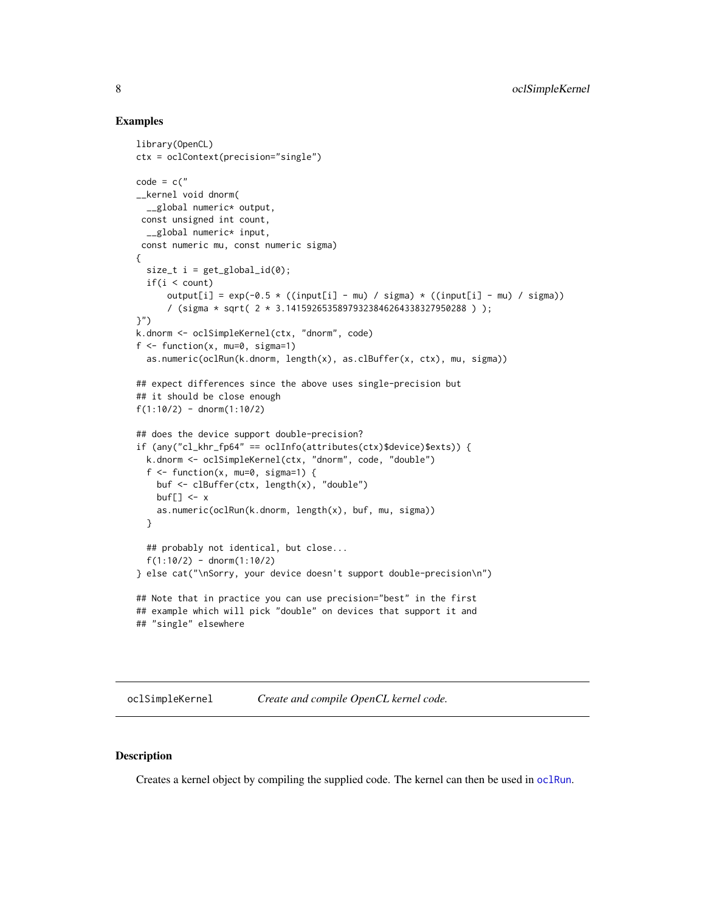## Examples

```
library(OpenCL)
ctx = oclContext(precision="single")

code = c("
__kernel void dnorm(
  __global numeric* output,
 const unsigned int count,
  __global numeric* input,
 const numeric mu, const numeric sigma)
{
  size_t i = get_global_id(0);
  if(i < count)
      output[i] = exp(-0.5 * ((input[i] - mu) / sigma) * ((input[i] - mu) / sigma))
      / (sigma * sqrt( 2 * 3.14159265358979323846264338327950288 ) );
}")
k.dnorm <- oclSimpleKernel(ctx, "dnorm", code)
f <- function(x, mu=0, sigma=1)
  as.numeric(oclRun(k.dnorm, length(x), as.clBuffer(x, ctx), mu, sigma))

## expect differences since the above uses single-precision but
## it should be close enough
f(1:10/2) - dnorm(1:10/2)

## does the device support double-precision?
if (any("cl_khr_fp64" == oclInfo(attributes(ctx)$device)$exts)) {
  k.dnorm <- oclSimpleKernel(ctx, "dnorm", code, "double")
  f <- function(x, mu=0, sigma=1) {
    buf <- clBuffer(ctx, length(x), "double")
    buf[] <- x
    as.numeric(oclRun(k.dnorm, length(x), buf, mu, sigma))
  }

  ## probably not identical, but close...
  f(1:10/2) - dnorm(1:10/2)
} else cat("\nSorry, your device doesn't support double-precision\n")

## Note that in practice you can use precision="best" in the first
## example which will pick "double" on devices that support it and
## "single" elsewhere
```

---

# oclSimpleKernel — *Create and compile OpenCL kernel code.*

---

## Description

Creates a kernel object by compiling the supplied code. The kernel can then be used in oclRun.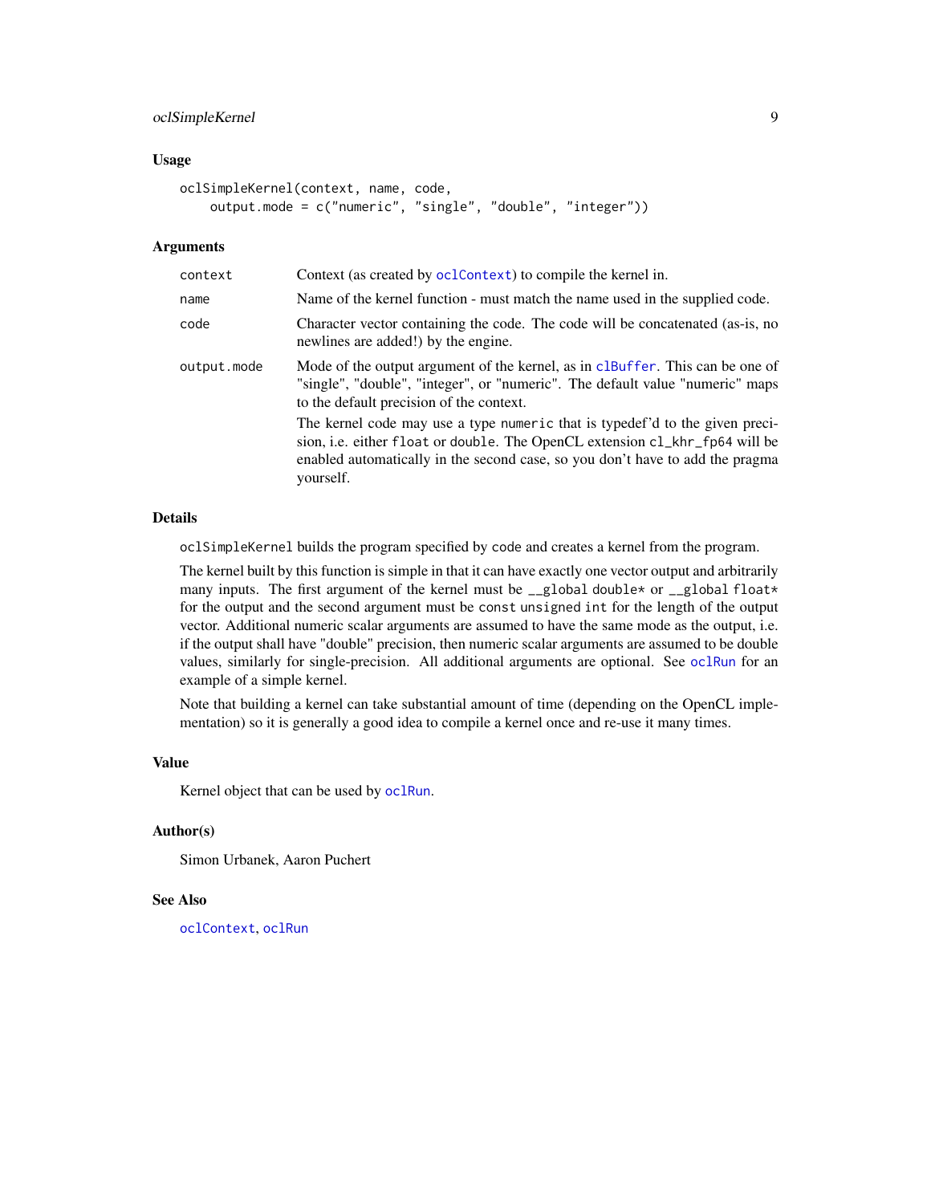## Usage

```
oclSimpleKernel(context, name, code,
    output.mode = c("numeric", "single", "double", "integer"))
```

## Arguments

| | |
|---|---|
| context | Context (as created by oclContext) to compile the kernel in. |
| name | Name of the kernel function - must match the name used in the supplied code. |
| code | Character vector containing the code. The code will be concatenated (as-is, no newlines are added!) by the engine. |
| output.mode | Mode of the output argument of the kernel, as in clBuffer. This can be one of "single", "double", "integer", or "numeric". The default value "numeric" maps to the default precision of the context. The kernel code may use a type `numeric` that is typedef'd to the given precision, i.e. either `float` or `double`. The OpenCL extension `cl_khr_fp64` will be enabled automatically in the second case, so you don't have to add the pragma yourself. |

## Details

`oclSimpleKernel` builds the program specified by `code` and creates a kernel from the program.

The kernel built by this function is simple in that it can have exactly one vector output and arbitrarily many inputs. The first argument of the kernel must be `__global double*` or `__global float*` for the output and the second argument must be `const unsigned int` for the length of the output vector. Additional numeric scalar arguments are assumed to have the same mode as the output, i.e. if the output shall have "double" precision, then numeric scalar arguments are assumed to be double values, similarly for single-precision. All additional arguments are optional. See oclRun for an example of a simple kernel.

Note that building a kernel can take substantial amount of time (depending on the OpenCL implementation) so it is generally a good idea to compile a kernel once and re-use it many times.

## Value

Kernel object that can be used by oclRun.

## Author(s)

Simon Urbanek, Aaron Puchert

## See Also

oclContext, oclRun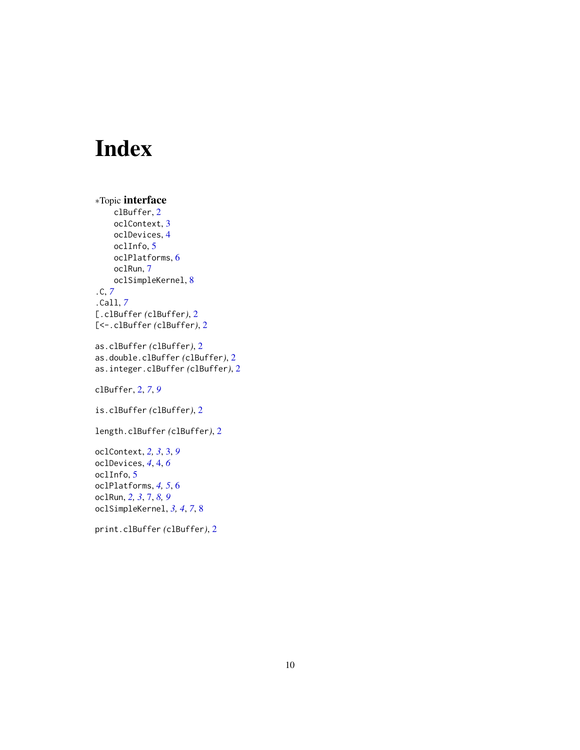# Index

*Topic **interface**

clBuffer, 2
oclContext, 3
oclDevices, 4
oclInfo, 5
oclPlatforms, 6
oclRun, 7
oclSimpleKernel, 8

.C, *7*
.Call, *7*
[.clBuffer *(*clBuffer*)*, 2
[<-.clBuffer *(*clBuffer*)*, 2

as.clBuffer *(*clBuffer*)*, 2
as.double.clBuffer *(*clBuffer*)*, 2
as.integer.clBuffer *(*clBuffer*)*, 2

clBuffer, 2, *7*, *9*

is.clBuffer *(*clBuffer*)*, 2

length.clBuffer *(*clBuffer*)*, 2

oclContext, *2, 3*, 3, *9*
oclDevices, *4*, 4, *6*
oclInfo, 5
oclPlatforms, *4, 5*, 6
oclRun, *2, 3*, 7, *8, 9*
oclSimpleKernel, *3, 4*, *7*, 8

print.clBuffer *(*clBuffer*)*, 2